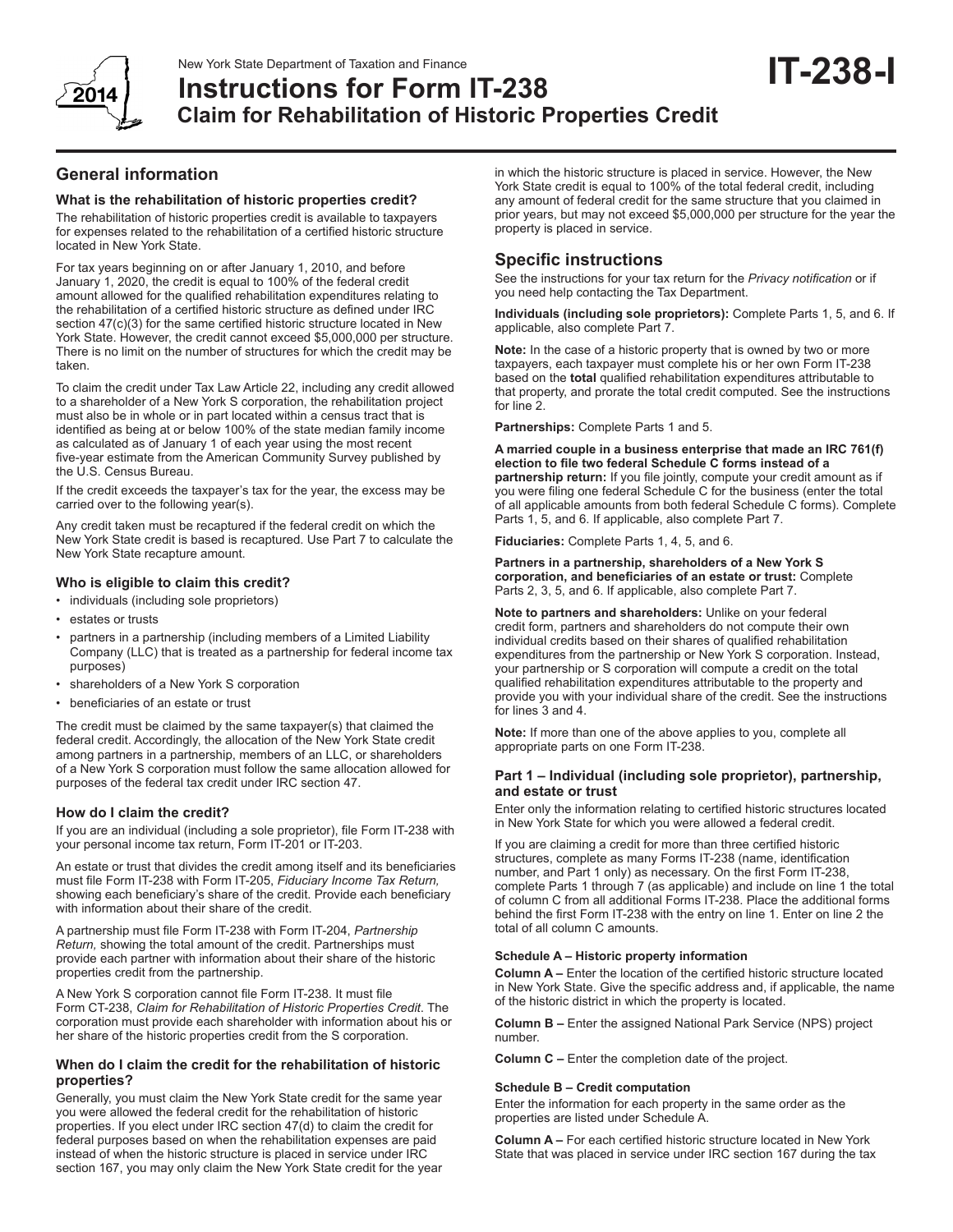# Instructions for Form IT-238

## Claim for Rehabilitation of Historic Properties Credit

New York State Department of Taxation and Finance

2014

**IT-238-I**

## General information

### What is the rehabilitation of historic properties credit?

The rehabilitation of historic properties credit is available to taxpayers for expenses related to the rehabilitation of a certified historic structure located in New York State.

For tax years beginning on or after January 1, 2010, and before January 1, 2020, the credit is equal to 100% of the federal credit amount allowed for the qualified rehabilitation expenditures relating to the rehabilitation of a certified historic structure as defined under IRC section 47(c)(3) for the same certified historic structure located in New York State. However, the credit cannot exceed $5,000,000 per structure. There is no limit on the number of structures for which the credit may be taken.

To claim the credit under Tax Law Article 22, including any credit allowed to a shareholder of a New York S corporation, the rehabilitation project must also be in whole or in part located within a census tract that is identified as being at or below 100% of the state median family income as calculated as of January 1 of each year using the most recent five-year estimate from the American Community Survey published by the U.S. Census Bureau.

If the credit exceeds the taxpayer's tax for the year, the excess may be carried over to the following year(s).

Any credit taken must be recaptured if the federal credit on which the New York State credit is based is recaptured. Use Part 7 to calculate the New York State recapture amount.

### Who is eligible to claim this credit?

- individuals (including sole proprietors)
- estates or trusts
- partners in a partnership (including members of a Limited Liability Company (LLC) that is treated as a partnership for federal income tax purposes)
- shareholders of a New York S corporation
- beneficiaries of an estate or trust

The credit must be claimed by the same taxpayer(s) that claimed the federal credit. Accordingly, the allocation of the New York State credit among partners in a partnership, members of an LLC, or shareholders of a New York S corporation must follow the same allocation allowed for purposes of the federal tax credit under IRC section 47.

### How do I claim the credit?

If you are an individual (including a sole proprietor), file Form IT-238 with your personal income tax return, Form IT-201 or IT-203.

An estate or trust that divides the credit among itself and its beneficiaries must file Form IT-238 with Form IT-205, *Fiduciary Income Tax Return,* showing each beneficiary's share of the credit. Provide each beneficiary with information about their share of the credit.

A partnership must file Form IT-238 with Form IT-204, *Partnership Return,* showing the total amount of the credit. Partnerships must provide each partner with information about their share of the historic properties credit from the partnership.

A New York S corporation cannot file Form IT-238. It must file Form CT-238, *Claim for Rehabilitation of Historic Properties Credit*. The corporation must provide each shareholder with information about his or her share of the historic properties credit from the S corporation.

### When do I claim the credit for the rehabilitation of historic properties?

Generally, you must claim the New York State credit for the same year you were allowed the federal credit for the rehabilitation of historic properties. If you elect under IRC section 47(d) to claim the credit for federal purposes based on when the rehabilitation expenses are paid instead of when the historic structure is placed in service under IRC section 167, you may only claim the New York State credit for the year in which the historic structure is placed in service. However, the New York State credit is equal to 100% of the total federal credit, including any amount of federal credit for the same structure that you claimed in prior years, but may not exceed $5,000,000 per structure for the year the property is placed in service.

## Specific instructions

See the instructions for your tax return for the *Privacy notification* or if you need help contacting the Tax Department.

**Individuals (including sole proprietors):** Complete Parts 1, 5, and 6. If applicable, also complete Part 7.

**Note:** In the case of a historic property that is owned by two or more taxpayers, each taxpayer must complete his or her own Form IT-238 based on the **total** qualified rehabilitation expenditures attributable to that property, and prorate the total credit computed. See the instructions for line 2.

**Partnerships:** Complete Parts 1 and 5.

**A married couple in a business enterprise that made an IRC 761(f) election to file two federal Schedule C forms instead of a partnership return:** If you file jointly, compute your credit amount as if you were filing one federal Schedule C for the business (enter the total of all applicable amounts from both federal Schedule C forms). Complete Parts 1, 5, and 6. If applicable, also complete Part 7.

**Fiduciaries:** Complete Parts 1, 4, 5, and 6.

**Partners in a partnership, shareholders of a New York S corporation, and beneficiaries of an estate or trust:** Complete Parts 2, 3, 5, and 6. If applicable, also complete Part 7.

**Note to partners and shareholders:** Unlike on your federal credit form, partners and shareholders do not compute their own individual credits based on their shares of qualified rehabilitation expenditures from the partnership or New York S corporation. Instead, your partnership or S corporation will compute a credit on the total qualified rehabilitation expenditures attributable to the property and provide you with your individual share of the credit. See the instructions for lines 3 and 4.

**Note:** If more than one of the above applies to you, complete all appropriate parts on one Form IT-238.

### Part 1 – Individual (including sole proprietor), partnership, and estate or trust

Enter only the information relating to certified historic structures located in New York State for which you were allowed a federal credit.

If you are claiming a credit for more than three certified historic structures, complete as many Forms IT-238 (name, identification number, and Part 1 only) as necessary. On the first Form IT-238, complete Parts 1 through 7 (as applicable) and include on line 1 the total of column C from all additional Forms IT-238. Place the additional forms behind the first Form IT-238 with the entry on line 1. Enter on line 2 the total of all column C amounts.

#### Schedule A – Historic property information

**Column A –** Enter the location of the certified historic structure located in New York State. Give the specific address and, if applicable, the name of the historic district in which the property is located.

**Column B –** Enter the assigned National Park Service (NPS) project number.

**Column C –** Enter the completion date of the project.

#### Schedule B – Credit computation

Enter the information for each property in the same order as the properties are listed under Schedule A.

**Column A –** For each certified historic structure located in New York State that was placed in service under IRC section 167 during the tax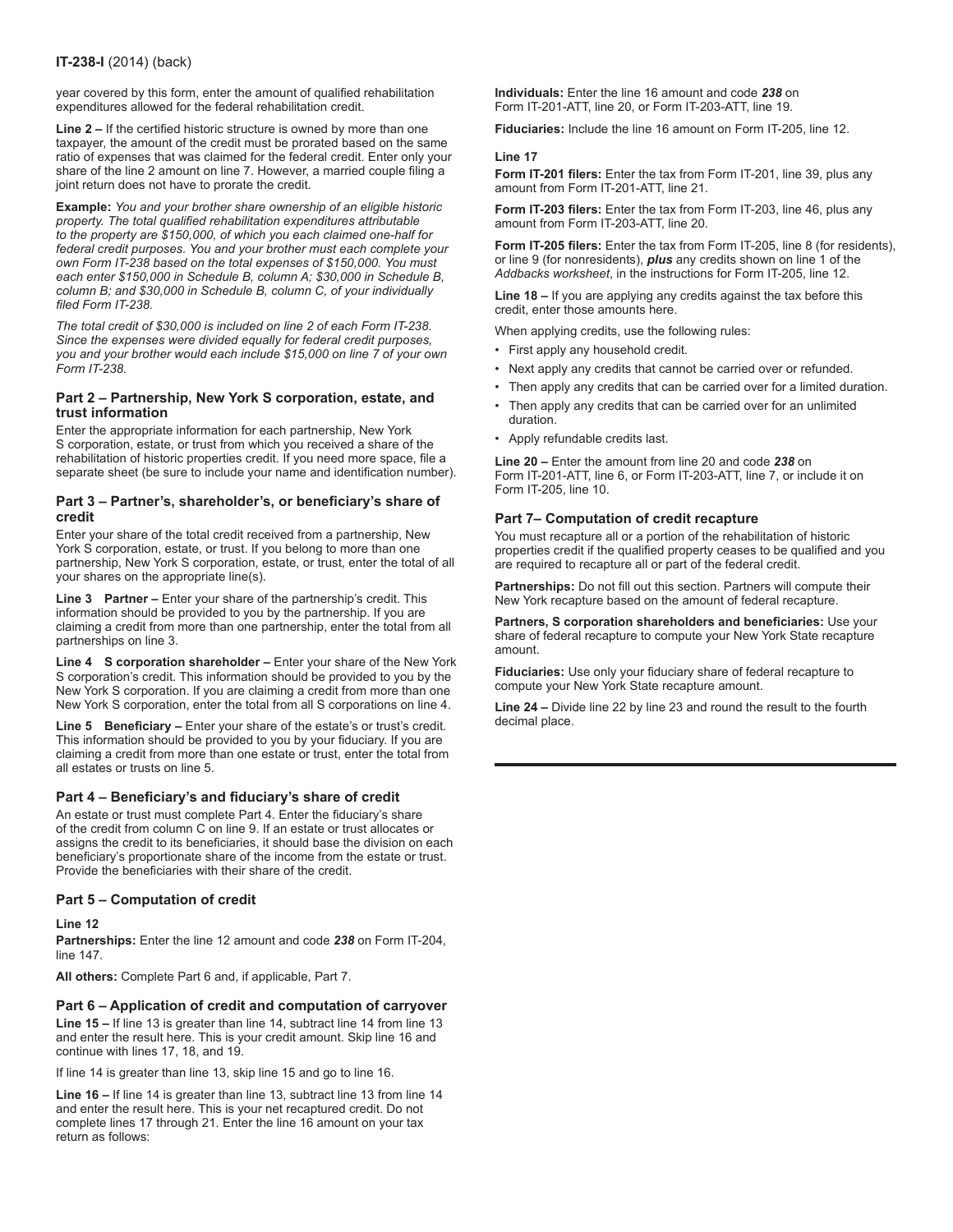year covered by this form, enter the amount of qualified rehabilitation expenditures allowed for the federal rehabilitation credit.

**Line 2 –** If the certified historic structure is owned by more than one taxpayer, the amount of the credit must be prorated based on the same ratio of expenses that was claimed for the federal credit. Enter only your share of the line 2 amount on line 7. However, a married couple filing a joint return does not have to prorate the credit.

**Example:** *You and your brother share ownership of an eligible historic property. The total qualified rehabilitation expenditures attributable to the property are $150,000, of which you each claimed one-half for federal credit purposes. You and your brother must each complete your own Form IT-238 based on the total expenses of $150,000. You must each enter $150,000 in Schedule B, column A; $30,000 in Schedule B, column B; and $30,000 in Schedule B, column C, of your individually filed Form IT-238.*

*The total credit of $30,000 is included on line 2 of each Form IT-238. Since the expenses were divided equally for federal credit purposes, you and your brother would each include $15,000 on line 7 of your own Form IT-238.*

### Part 2 – Partnership, New York S corporation, estate, and trust information

Enter the appropriate information for each partnership, New York S corporation, estate, or trust from which you received a share of the rehabilitation of historic properties credit. If you need more space, file a separate sheet (be sure to include your name and identification number).

### Part 3 – Partner's, shareholder's, or beneficiary's share of credit

Enter your share of the total credit received from a partnership, New York S corporation, estate, or trust. If you belong to more than one partnership, New York S corporation, estate, or trust, enter the total of all your shares on the appropriate line(s).

**Line 3 Partner –** Enter your share of the partnership's credit. This information should be provided to you by the partnership. If you are claiming a credit from more than one partnership, enter the total from all partnerships on line 3.

**Line 4 S corporation shareholder –** Enter your share of the New York S corporation's credit. This information should be provided to you by the New York S corporation. If you are claiming a credit from more than one New York S corporation, enter the total from all S corporations on line 4.

**Line 5 Beneficiary –** Enter your share of the estate's or trust's credit. This information should be provided to you by your fiduciary. If you are claiming a credit from more than one estate or trust, enter the total from all estates or trusts on line 5.

### Part 4 – Beneficiary's and fiduciary's share of credit

An estate or trust must complete Part 4. Enter the fiduciary's share of the credit from column C on line 9. If an estate or trust allocates or assigns the credit to its beneficiaries, it should base the division on each beneficiary's proportionate share of the income from the estate or trust. Provide the beneficiaries with their share of the credit.

### Part 5 – Computation of credit

**Line 12**

**Partnerships:** Enter the line 12 amount and code ***238*** on Form IT-204, line 147.

**All others:** Complete Part 6 and, if applicable, Part 7.

### Part 6 – Application of credit and computation of carryover

**Line 15 –** If line 13 is greater than line 14, subtract line 14 from line 13 and enter the result here. This is your credit amount. Skip line 16 and continue with lines 17, 18, and 19.

If line 14 is greater than line 13, skip line 15 and go to line 16.

**Line 16 –** If line 14 is greater than line 13, subtract line 13 from line 14 and enter the result here. This is your net recaptured credit. Do not complete lines 17 through 21. Enter the line 16 amount on your tax return as follows:

**Individuals:** Enter the line 16 amount and code ***238*** on Form IT-201-ATT, line 20, or Form IT-203-ATT, line 19.

**Fiduciaries:** Include the line 16 amount on Form IT-205, line 12.

**Line 17**

**Form IT-201 filers:** Enter the tax from Form IT-201, line 39, plus any amount from Form IT-201-ATT, line 21.

**Form IT-203 filers:** Enter the tax from Form IT-203, line 46, plus any amount from Form IT-203-ATT, line 20.

**Form IT-205 filers:** Enter the tax from Form IT-205, line 8 (for residents), or line 9 (for nonresidents), ***plus*** any credits shown on line 1 of the *Addbacks worksheet*, in the instructions for Form IT-205, line 12.

**Line 18 –** If you are applying any credits against the tax before this credit, enter those amounts here.

When applying credits, use the following rules:

- First apply any household credit.
- Next apply any credits that cannot be carried over or refunded.
- Then apply any credits that can be carried over for a limited duration.
- Then apply any credits that can be carried over for an unlimited duration.
- Apply refundable credits last.

**Line 20 –** Enter the amount from line 20 and code ***238*** on Form IT-201-ATT, line 6, or Form IT-203-ATT, line 7, or include it on Form IT-205, line 10.

### Part 7– Computation of credit recapture

You must recapture all or a portion of the rehabilitation of historic properties credit if the qualified property ceases to be qualified and you are required to recapture all or part of the federal credit.

**Partnerships:** Do not fill out this section. Partners will compute their New York recapture based on the amount of federal recapture.

**Partners, S corporation shareholders and beneficiaries:** Use your share of federal recapture to compute your New York State recapture amount.

**Fiduciaries:** Use only your fiduciary share of federal recapture to compute your New York State recapture amount.

**Line 24 –** Divide line 22 by line 23 and round the result to the fourth decimal place.